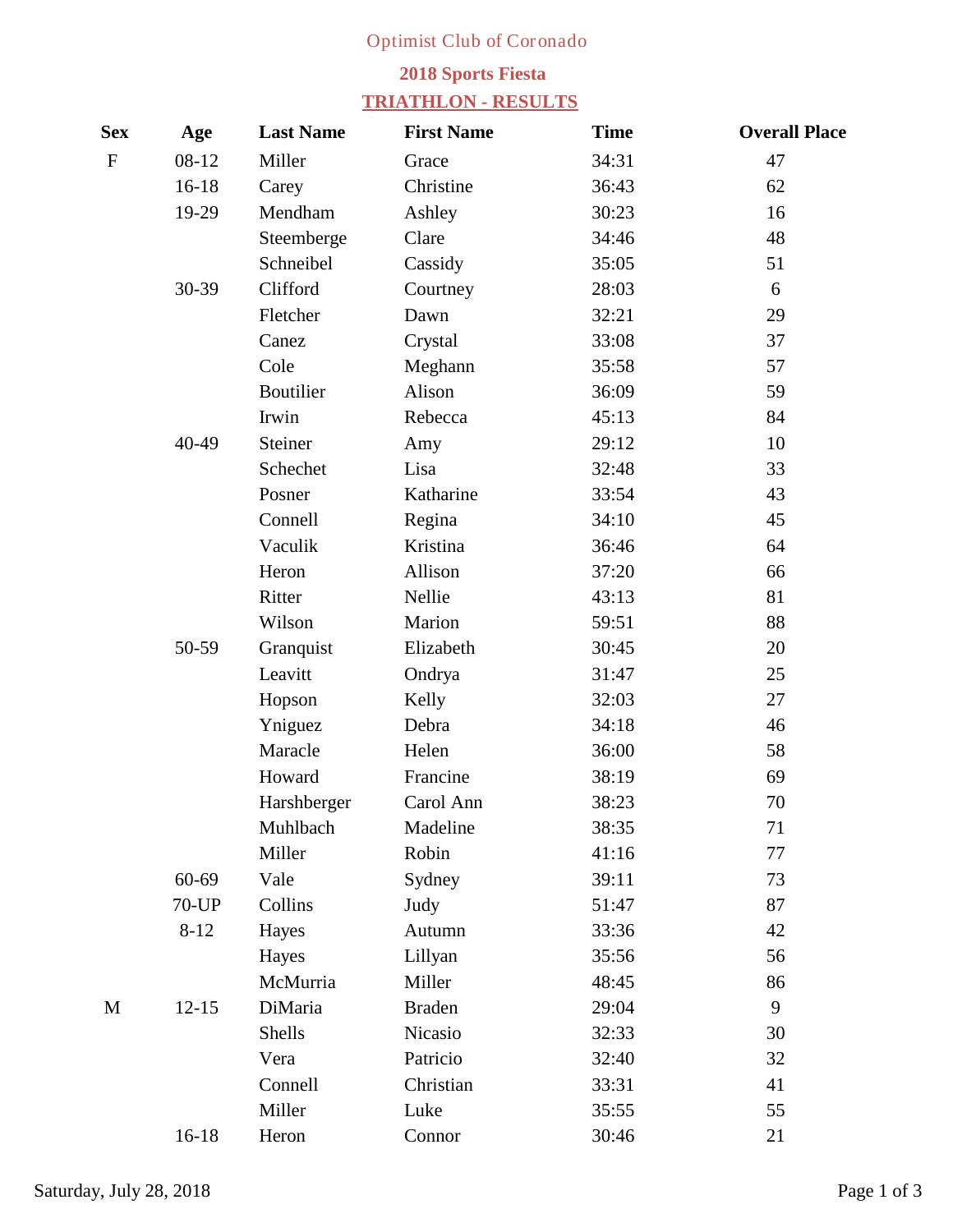Optimist Club of Coronado

**2018 Sports Fiesta**

**TRIATHLON - RESULTS**

| Sex | Age | Last Name | First Name | Time | Overall Place |
|---|---|---|---|---|---|
| F | 08-12 | Miller | Grace | 34:31 | 47 |
| | 16-18 | Carey | Christine | 36:43 | 62 |
| | 19-29 | Mendham | Ashley | 30:23 | 16 |
| | | Steemberge | Clare | 34:46 | 48 |
| | | Schneibel | Cassidy | 35:05 | 51 |
| | 30-39 | Clifford | Courtney | 28:03 | 6 |
| | | Fletcher | Dawn | 32:21 | 29 |
| | | Canez | Crystal | 33:08 | 37 |
| | | Cole | Meghann | 35:58 | 57 |
| | | Boutilier | Alison | 36:09 | 59 |
| | | Irwin | Rebecca | 45:13 | 84 |
| | 40-49 | Steiner | Amy | 29:12 | 10 |
| | | Schechet | Lisa | 32:48 | 33 |
| | | Posner | Katharine | 33:54 | 43 |
| | | Connell | Regina | 34:10 | 45 |
| | | Vaculik | Kristina | 36:46 | 64 |
| | | Heron | Allison | 37:20 | 66 |
| | | Ritter | Nellie | 43:13 | 81 |
| | | Wilson | Marion | 59:51 | 88 |
| | 50-59 | Granquist | Elizabeth | 30:45 | 20 |
| | | Leavitt | Ondrya | 31:47 | 25 |
| | | Hopson | Kelly | 32:03 | 27 |
| | | Yniguez | Debra | 34:18 | 46 |
| | | Maracle | Helen | 36:00 | 58 |
| | | Howard | Francine | 38:19 | 69 |
| | | Harshberger | Carol Ann | 38:23 | 70 |
| | | Muhlbach | Madeline | 38:35 | 71 |
| | | Miller | Robin | 41:16 | 77 |
| | 60-69 | Vale | Sydney | 39:11 | 73 |
| | 70-UP | Collins | Judy | 51:47 | 87 |
| | 8-12 | Hayes | Autumn | 33:36 | 42 |
| | | Hayes | Lillyan | 35:56 | 56 |
| | | McMurria | Miller | 48:45 | 86 |
| M | 12-15 | DiMaria | Braden | 29:04 | 9 |
| | | Shells | Nicasio | 32:33 | 30 |
| | | Vera | Patricio | 32:40 | 32 |
| | | Connell | Christian | 33:31 | 41 |
| | | Miller | Luke | 35:55 | 55 |
| | 16-18 | Heron | Connor | 30:46 | 21 |

Saturday, July 28, 2018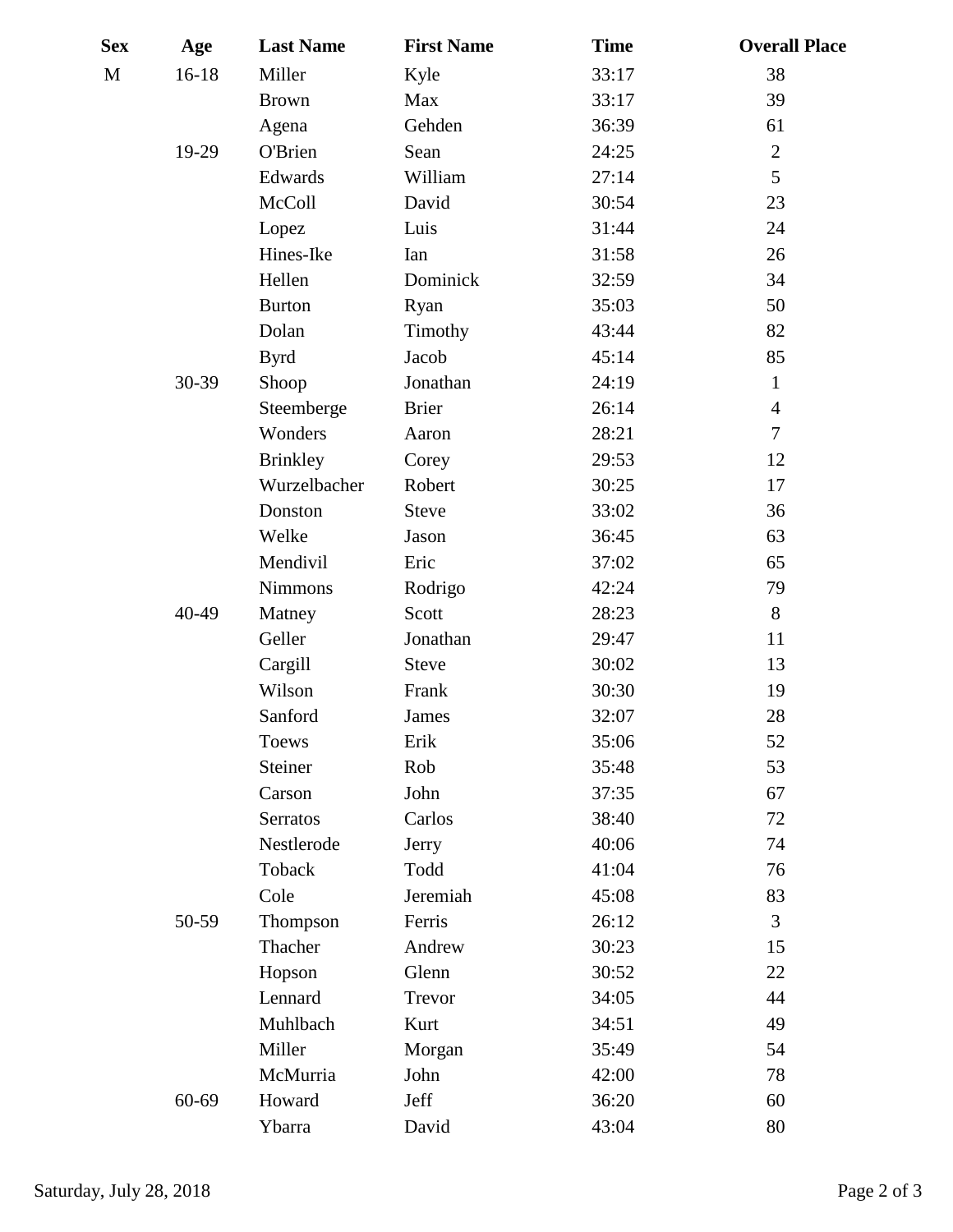| Sex | Age | Last Name | First Name | Time | Overall Place |
|---|---|---|---|---|---|
| M | 16-18 | Miller | Kyle | 33:17 | 38 |
| | | Brown | Max | 33:17 | 39 |
| | | Agena | Gehden | 36:39 | 61 |
| | 19-29 | O'Brien | Sean | 24:25 | 2 |
| | | Edwards | William | 27:14 | 5 |
| | | McColl | David | 30:54 | 23 |
| | | Lopez | Luis | 31:44 | 24 |
| | | Hines-Ike | Ian | 31:58 | 26 |
| | | Hellen | Dominick | 32:59 | 34 |
| | | Burton | Ryan | 35:03 | 50 |
| | | Dolan | Timothy | 43:44 | 82 |
| | | Byrd | Jacob | 45:14 | 85 |
| | 30-39 | Shoop | Jonathan | 24:19 | 1 |
| | | Steemberge | Brier | 26:14 | 4 |
| | | Wonders | Aaron | 28:21 | 7 |
| | | Brinkley | Corey | 29:53 | 12 |
| | | Wurzelbacher | Robert | 30:25 | 17 |
| | | Donston | Steve | 33:02 | 36 |
| | | Welke | Jason | 36:45 | 63 |
| | | Mendivil | Eric | 37:02 | 65 |
| | | Nimmons | Rodrigo | 42:24 | 79 |
| | 40-49 | Matney | Scott | 28:23 | 8 |
| | | Geller | Jonathan | 29:47 | 11 |
| | | Cargill | Steve | 30:02 | 13 |
| | | Wilson | Frank | 30:30 | 19 |
| | | Sanford | James | 32:07 | 28 |
| | | Toews | Erik | 35:06 | 52 |
| | | Steiner | Rob | 35:48 | 53 |
| | | Carson | John | 37:35 | 67 |
| | | Serratos | Carlos | 38:40 | 72 |
| | | Nestlerode | Jerry | 40:06 | 74 |
| | | Toback | Todd | 41:04 | 76 |
| | | Cole | Jeremiah | 45:08 | 83 |
| | 50-59 | Thompson | Ferris | 26:12 | 3 |
| | | Thacher | Andrew | 30:23 | 15 |
| | | Hopson | Glenn | 30:52 | 22 |
| | | Lennard | Trevor | 34:05 | 44 |
| | | Muhlbach | Kurt | 34:51 | 49 |
| | | Miller | Morgan | 35:49 | 54 |
| | | McMurria | John | 42:00 | 78 |
| | 60-69 | Howard | Jeff | 36:20 | 60 |
| | | Ybarra | David | 43:04 | 80 |

Saturday, July 28, 2018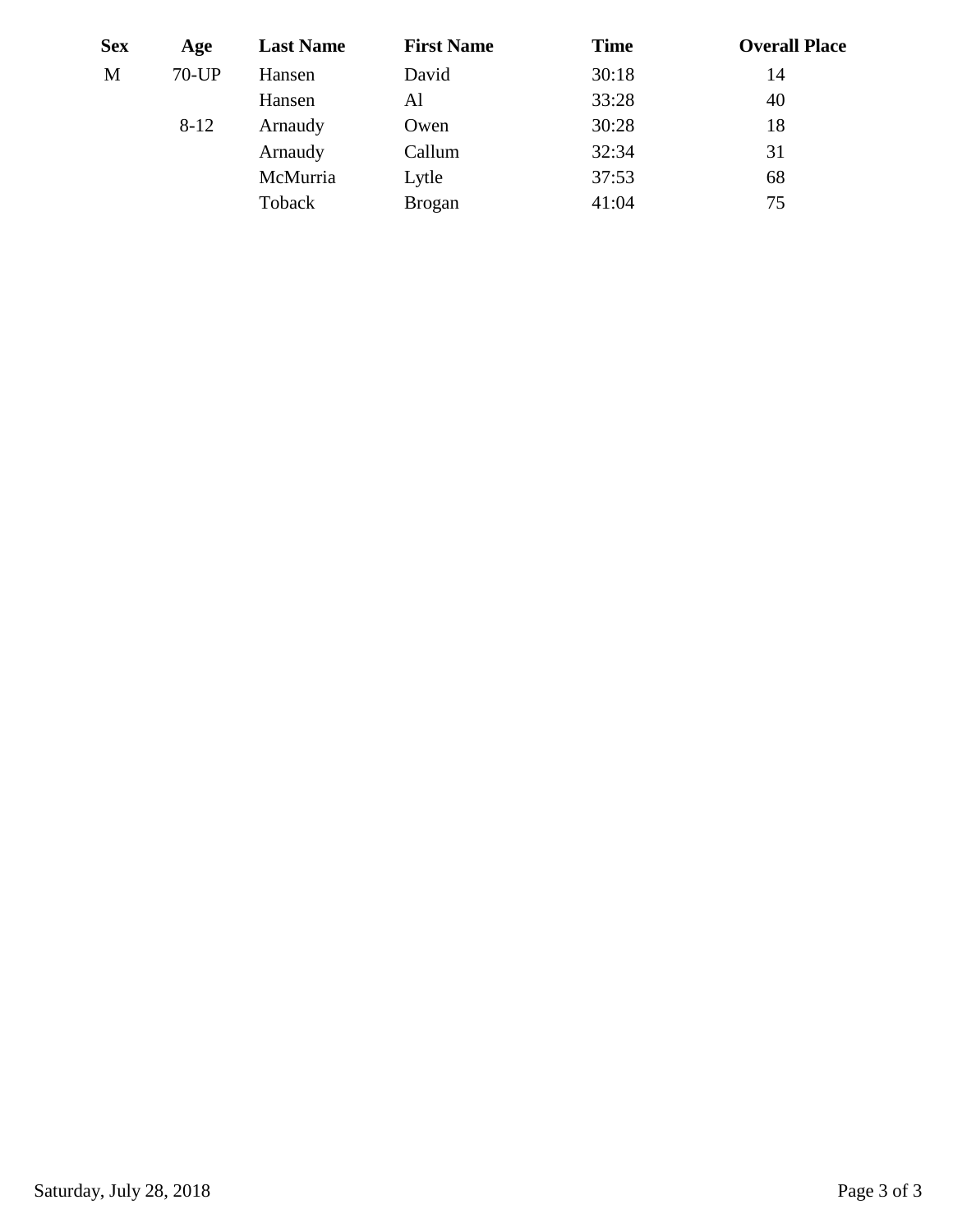| Sex | Age | Last Name | First Name | Time | Overall Place |
| --- | --- | --- | --- | --- | --- |
| M | 70-UP | Hansen | David | 30:18 | 14 |
| | | Hansen | Al | 33:28 | 40 |
| | 8-12 | Arnaudy | Owen | 30:28 | 18 |
| | | Arnaudy | Callum | 32:34 | 31 |
| | | McMurria | Lytle | 37:53 | 68 |
| | | Toback | Brogan | 41:04 | 75 |

Saturday, July 28, 2018